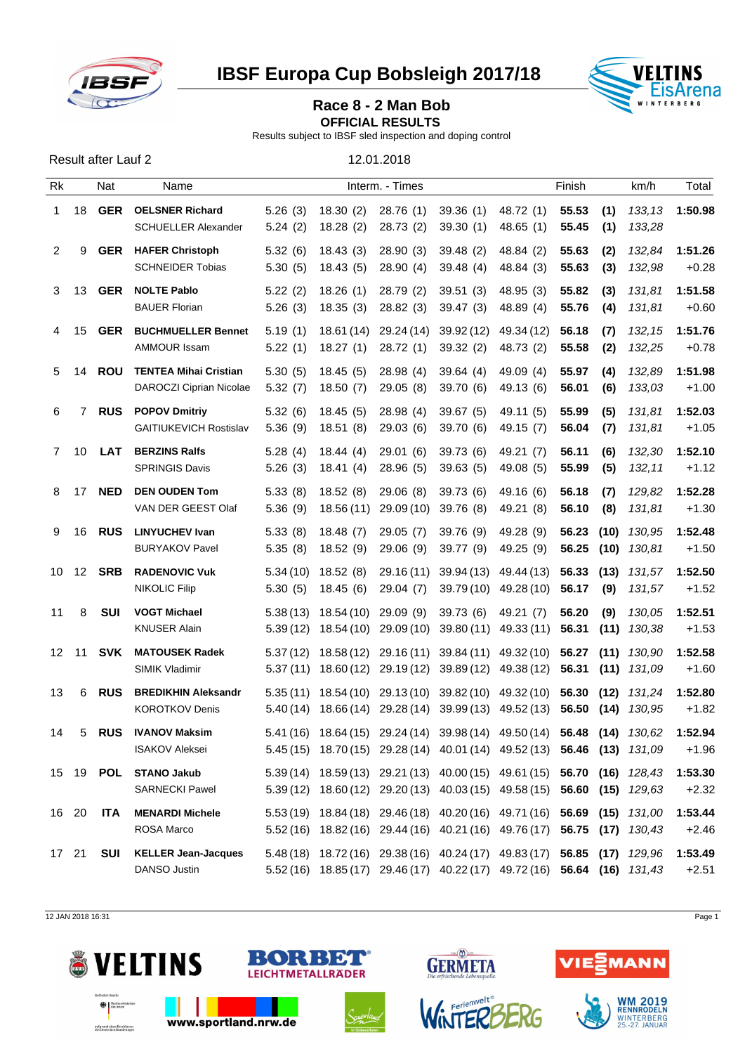# IBSF Europa Cup Bobsleigh 2017/18

## Race 8 - 2 Man Bob

**OFFICIAL RESULTS**

Results subject to IBSF sled inspection and doping control

Result after Lauf 2 — 12.01.2018

| Rk | | Nat | Name | Interm. - Times | | | | | Finish | | km/h | Total |
|---|---|---|---|---|---|---|---|---|---|---|---|---|
| 1 | 18 | **GER** | **OELSNER Richard** | 5.26 (3) | 18.30 (2) | 28.76 (1) | 39.36 (1) | 48.72 (1) | **55.53** | **(1)** | *133,13* | **1:50.98** |
| | | | SCHUELLER Alexander | 5.24 (2) | 18.28 (2) | 28.73 (2) | 39.30 (1) | 48.65 (1) | **55.45** | **(1)** | *133,28* | |
| 2 | 9 | **GER** | **HAFER Christoph** | 5.32 (6) | 18.43 (3) | 28.90 (3) | 39.48 (2) | 48.84 (2) | **55.63** | **(2)** | *132,84* | **1:51.26** |
| | | | SCHNEIDER Tobias | 5.30 (5) | 18.43 (5) | 28.90 (4) | 39.48 (4) | 48.84 (3) | **55.63** | **(3)** | *132,98* | +0.28 |
| 3 | 13 | **GER** | **NOLTE Pablo** | 5.22 (2) | 18.26 (1) | 28.79 (2) | 39.51 (3) | 48.95 (3) | **55.82** | **(3)** | *131,81* | **1:51.58** |
| | | | BAUER Florian | 5.26 (3) | 18.35 (3) | 28.82 (3) | 39.47 (3) | 48.89 (4) | **55.76** | **(4)** | *131,81* | +0.60 |
| 4 | 15 | **GER** | **BUCHMUELLER Bennet** | 5.19 (1) | 18.61 (14) | 29.24 (14) | 39.92 (12) | 49.34 (12) | **56.18** | **(7)** | *132,15* | **1:51.76** |
| | | | AMMOUR Issam | 5.22 (1) | 18.27 (1) | 28.72 (1) | 39.32 (2) | 48.73 (2) | **55.58** | **(2)** | *132,25* | +0.78 |
| 5 | 14 | **ROU** | **TENTEA Mihai Cristian** | 5.30 (5) | 18.45 (5) | 28.98 (4) | 39.64 (4) | 49.09 (4) | **55.97** | **(4)** | *132,89* | **1:51.98** |
| | | | DAROCZI Ciprian Nicolae | 5.32 (7) | 18.50 (7) | 29.05 (8) | 39.70 (6) | 49.13 (6) | **56.01** | **(6)** | *133,03* | +1.00 |
| 6 | 7 | **RUS** | **POPOV Dmitriy** | 5.32 (6) | 18.45 (5) | 28.98 (4) | 39.67 (5) | 49.11 (5) | **55.99** | **(5)** | *131,81* | **1:52.03** |
| | | | GAITIUKEVICH Rostislav | 5.36 (9) | 18.51 (8) | 29.03 (6) | 39.70 (6) | 49.15 (7) | **56.04** | **(7)** | *131,81* | +1.05 |
| 7 | 10 | **LAT** | **BERZINS Ralfs** | 5.28 (4) | 18.44 (4) | 29.01 (6) | 39.73 (6) | 49.21 (7) | **56.11** | **(6)** | *132,30* | **1:52.10** |
| | | | SPRINGIS Davis | 5.26 (3) | 18.41 (4) | 28.96 (5) | 39.63 (5) | 49.08 (5) | **55.99** | **(5)** | *132,11* | +1.12 |
| 8 | 17 | **NED** | **DEN OUDEN Tom** | 5.33 (8) | 18.52 (8) | 29.06 (8) | 39.73 (6) | 49.16 (6) | **56.18** | **(7)** | *129,82* | **1:52.28** |
| | | | VAN DER GEEST Olaf | 5.36 (9) | 18.56 (11) | 29.09 (10) | 39.76 (8) | 49.21 (8) | **56.10** | **(8)** | *131,81* | +1.30 |
| 9 | 16 | **RUS** | **LINYUCHEV Ivan** | 5.33 (8) | 18.48 (7) | 29.05 (7) | 39.76 (9) | 49.28 (9) | **56.23** | **(10)** | *130,95* | **1:52.48** |
| | | | BURYAKOV Pavel | 5.35 (8) | 18.52 (9) | 29.06 (9) | 39.77 (9) | 49.25 (9) | **56.25** | **(10)** | *130,81* | +1.50 |
| 10 | 12 | **SRB** | **RADENOVIC Vuk** | 5.34 (10) | 18.52 (8) | 29.16 (11) | 39.94 (13) | 49.44 (13) | **56.33** | **(13)** | *131,57* | **1:52.50** |
| | | | NIKOLIC Filip | 5.30 (5) | 18.45 (6) | 29.04 (7) | 39.79 (10) | 49.28 (10) | **56.17** | **(9)** | *131,57* | +1.52 |
| 11 | 8 | **SUI** | **VOGT Michael** | 5.38 (13) | 18.54 (10) | 29.09 (9) | 39.73 (6) | 49.21 (7) | **56.20** | **(9)** | *130,05* | **1:52.51** |
| | | | KNUSER Alain | 5.39 (12) | 18.54 (10) | 29.09 (10) | 39.80 (11) | 49.33 (11) | **56.31** | **(11)** | *130,38* | +1.53 |
| 12 | 11 | **SVK** | **MATOUSEK Radek** | 5.37 (12) | 18.58 (12) | 29.16 (11) | 39.84 (11) | 49.32 (10) | **56.27** | **(11)** | *130,90* | **1:52.58** |
| | | | SIMIK Vladimir | 5.37 (11) | 18.60 (12) | 29.19 (12) | 39.89 (12) | 49.38 (12) | **56.31** | **(11)** | *131,09* | +1.60 |
| 13 | 6 | **RUS** | **BREDIKHIN Aleksandr** | 5.35 (11) | 18.54 (10) | 29.13 (10) | 39.82 (10) | 49.32 (10) | **56.30** | **(12)** | *131,24* | **1:52.80** |
| | | | KOROTKOV Denis | 5.40 (14) | 18.66 (14) | 29.28 (14) | 39.99 (13) | 49.52 (13) | **56.50** | **(14)** | *130,95* | +1.82 |
| 14 | 5 | **RUS** | **IVANOV Maksim** | 5.41 (16) | 18.64 (15) | 29.24 (14) | 39.98 (14) | 49.50 (14) | **56.48** | **(14)** | *130,62* | **1:52.94** |
| | | | ISAKOV Aleksei | 5.45 (15) | 18.70 (15) | 29.28 (14) | 40.01 (14) | 49.52 (13) | **56.46** | **(13)** | *131,09* | +1.96 |
| 15 | 19 | **POL** | **STANO Jakub** | 5.39 (14) | 18.59 (13) | 29.21 (13) | 40.00 (15) | 49.61 (15) | **56.70** | **(16)** | *128,43* | **1:53.30** |
| | | | SARNECKI Pawel | 5.39 (12) | 18.60 (12) | 29.20 (13) | 40.03 (15) | 49.58 (15) | **56.60** | **(15)** | *129,63* | +2.32 |
| 16 | 20 | **ITA** | **MENARDI Michele** | 5.53 (19) | 18.84 (18) | 29.46 (18) | 40.20 (16) | 49.71 (16) | **56.69** | **(15)** | *131,00* | **1:53.44** |
| | | | ROSA Marco | 5.52 (16) | 18.82 (16) | 29.44 (16) | 40.21 (16) | 49.76 (17) | **56.75** | **(17)** | *130,43* | +2.46 |
| 17 | 21 | **SUI** | **KELLER Jean-Jacques** | 5.48 (18) | 18.72 (16) | 29.38 (16) | 40.24 (17) | 49.83 (17) | **56.85** | **(17)** | *129,96* | **1:53.49** |
| | | | DANSO Justin | 5.52 (16) | 18.85 (17) | 29.46 (17) | 40.22 (17) | 49.72 (16) | **56.64** | **(16)** | *131,43* | +2.51 |

12 JAN 2018 16:31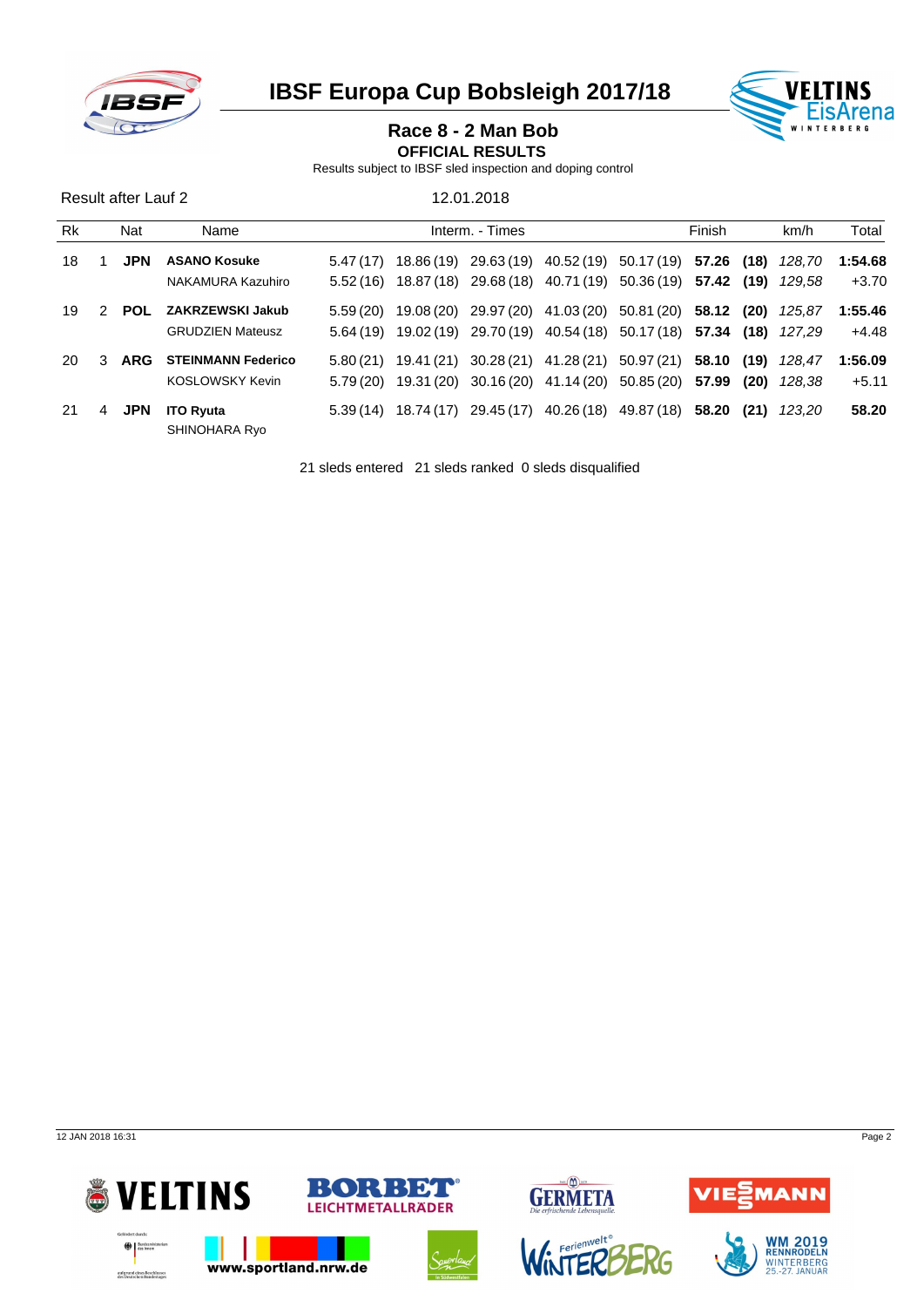# IBSF Europa Cup Bobsleigh 2017/18

## Race 8 - 2 Man Bob

**OFFICIAL RESULTS**

Results subject to IBSF sled inspection and doping control

Result after Lauf 2 12.01.2018

| Rk | | Nat | Name | Interm. - Times | | | | | Finish | | km/h | Total |
|---|---|---|---|---|---|---|---|---|---|---|---|---|
| 18 | 1 | **JPN** | **ASANO Kosuke** | 5.47 (17) | 18.86 (19) | 29.63 (19) | 40.52 (19) | 50.17 (19) | **57.26** | **(18)** | *128,70* | **1:54.68** |
| | | | NAKAMURA Kazuhiro | 5.52 (16) | 18.87 (18) | 29.68 (18) | 40.71 (19) | 50.36 (19) | **57.42** | **(19)** | *129,58* | +3.70 |
| 19 | 2 | **POL** | **ZAKRZEWSKI Jakub** | 5.59 (20) | 19.08 (20) | 29.97 (20) | 41.03 (20) | 50.81 (20) | **58.12** | **(20)** | *125,87* | **1:55.46** |
| | | | GRUDZIEN Mateusz | 5.64 (19) | 19.02 (19) | 29.70 (19) | 40.54 (18) | 50.17 (18) | **57.34** | **(18)** | *127,29* | +4.48 |
| 20 | 3 | **ARG** | **STEINMANN Federico** | 5.80 (21) | 19.41 (21) | 30.28 (21) | 41.28 (21) | 50.97 (21) | **58.10** | **(19)** | *128,47* | **1:56.09** |
| | | | KOSLOWSKY Kevin | 5.79 (20) | 19.31 (20) | 30.16 (20) | 41.14 (20) | 50.85 (20) | **57.99** | **(20)** | *128,38* | +5.11 |
| 21 | 4 | **JPN** | **ITO Ryuta** | 5.39 (14) | 18.74 (17) | 29.45 (17) | 40.26 (18) | 49.87 (18) | **58.20** | **(21)** | *123,20* | **58.20** |
| | | | SHINOHARA Ryo | | | | | | | | | |

21 sleds entered 21 sleds ranked 0 sleds disqualified

12 JAN 2018 16:31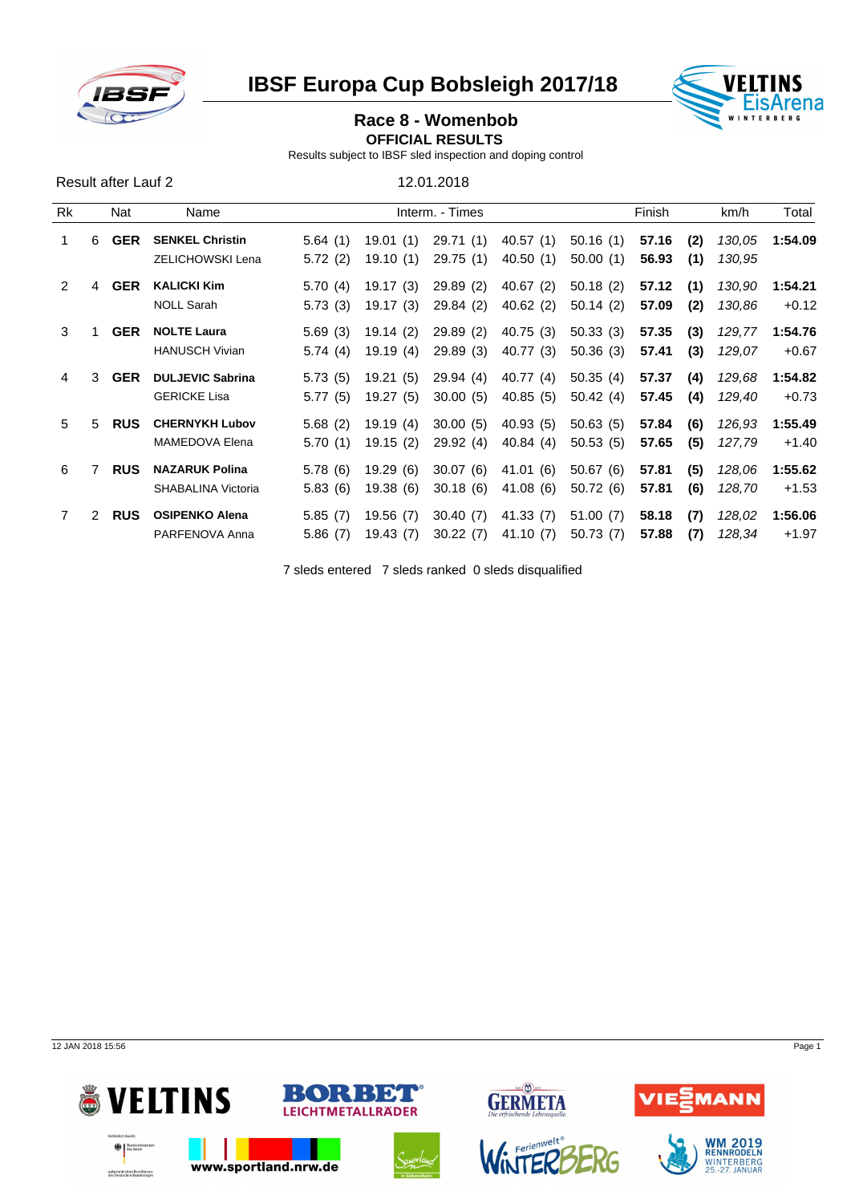# IBSF Europa Cup Bobsleigh 2017/18

## Race 8 - Womenbob

**OFFICIAL RESULTS**

Results subject to IBSF sled inspection and doping control

Result after Lauf 2 — 12.01.2018

| Rk | | Nat | Name | Interm. - Times | | | | | Finish | | km/h | Total |
|---|---|---|---|---|---|---|---|---|---|---|---|---|
| 1 | 6 | **GER** | **SENKEL Christin** | 5.64 (1) | 19.01 (1) | 29.71 (1) | 40.57 (1) | 50.16 (1) | **57.16** | **(2)** | *130,05* | **1:54.09** |
| | | | ZELICHOWSKI Lena | 5.72 (2) | 19.10 (1) | 29.75 (1) | 40.50 (1) | 50.00 (1) | **56.93** | **(1)** | *130,95* | |
| 2 | 4 | **GER** | **KALICKI Kim** | 5.70 (4) | 19.17 (3) | 29.89 (2) | 40.67 (2) | 50.18 (2) | **57.12** | **(1)** | *130,90* | **1:54.21** |
| | | | NOLL Sarah | 5.73 (3) | 19.17 (3) | 29.84 (2) | 40.62 (2) | 50.14 (2) | **57.09** | **(2)** | *130,86* | +0.12 |
| 3 | 1 | **GER** | **NOLTE Laura** | 5.69 (3) | 19.14 (2) | 29.89 (2) | 40.75 (3) | 50.33 (3) | **57.35** | **(3)** | *129,77* | **1:54.76** |
| | | | HANUSCH Vivian | 5.74 (4) | 19.19 (4) | 29.89 (3) | 40.77 (3) | 50.36 (3) | **57.41** | **(3)** | *129,07* | +0.67 |
| 4 | 3 | **GER** | **DULJEVIC Sabrina** | 5.73 (5) | 19.21 (5) | 29.94 (4) | 40.77 (4) | 50.35 (4) | **57.37** | **(4)** | *129,68* | **1:54.82** |
| | | | GERICKE Lisa | 5.77 (5) | 19.27 (5) | 30.00 (5) | 40.85 (5) | 50.42 (4) | **57.45** | **(4)** | *129,40* | +0.73 |
| 5 | 5 | **RUS** | **CHERNYKH Lubov** | 5.68 (2) | 19.19 (4) | 30.00 (5) | 40.93 (5) | 50.63 (5) | **57.84** | **(6)** | *126,93* | **1:55.49** |
| | | | MAMEDOVA Elena | 5.70 (1) | 19.15 (2) | 29.92 (4) | 40.84 (4) | 50.53 (5) | **57.65** | **(5)** | *127,79* | +1.40 |
| 6 | 7 | **RUS** | **NAZARUK Polina** | 5.78 (6) | 19.29 (6) | 30.07 (6) | 41.01 (6) | 50.67 (6) | **57.81** | **(5)** | *128,06* | **1:55.62** |
| | | | SHABALINA Victoria | 5.83 (6) | 19.38 (6) | 30.18 (6) | 41.08 (6) | 50.72 (6) | **57.81** | **(6)** | *128,70* | +1.53 |
| 7 | 2 | **RUS** | **OSIPENKO Alena** | 5.85 (7) | 19.56 (7) | 30.40 (7) | 41.33 (7) | 51.00 (7) | **58.18** | **(7)** | *128,02* | **1:56.06** |
| | | | PARFENOVA Anna | 5.86 (7) | 19.43 (7) | 30.22 (7) | 41.10 (7) | 50.73 (7) | **57.88** | **(7)** | *128,34* | +1.97 |

7 sleds entered 7 sleds ranked 0 sleds disqualified

12 JAN 2018 15:56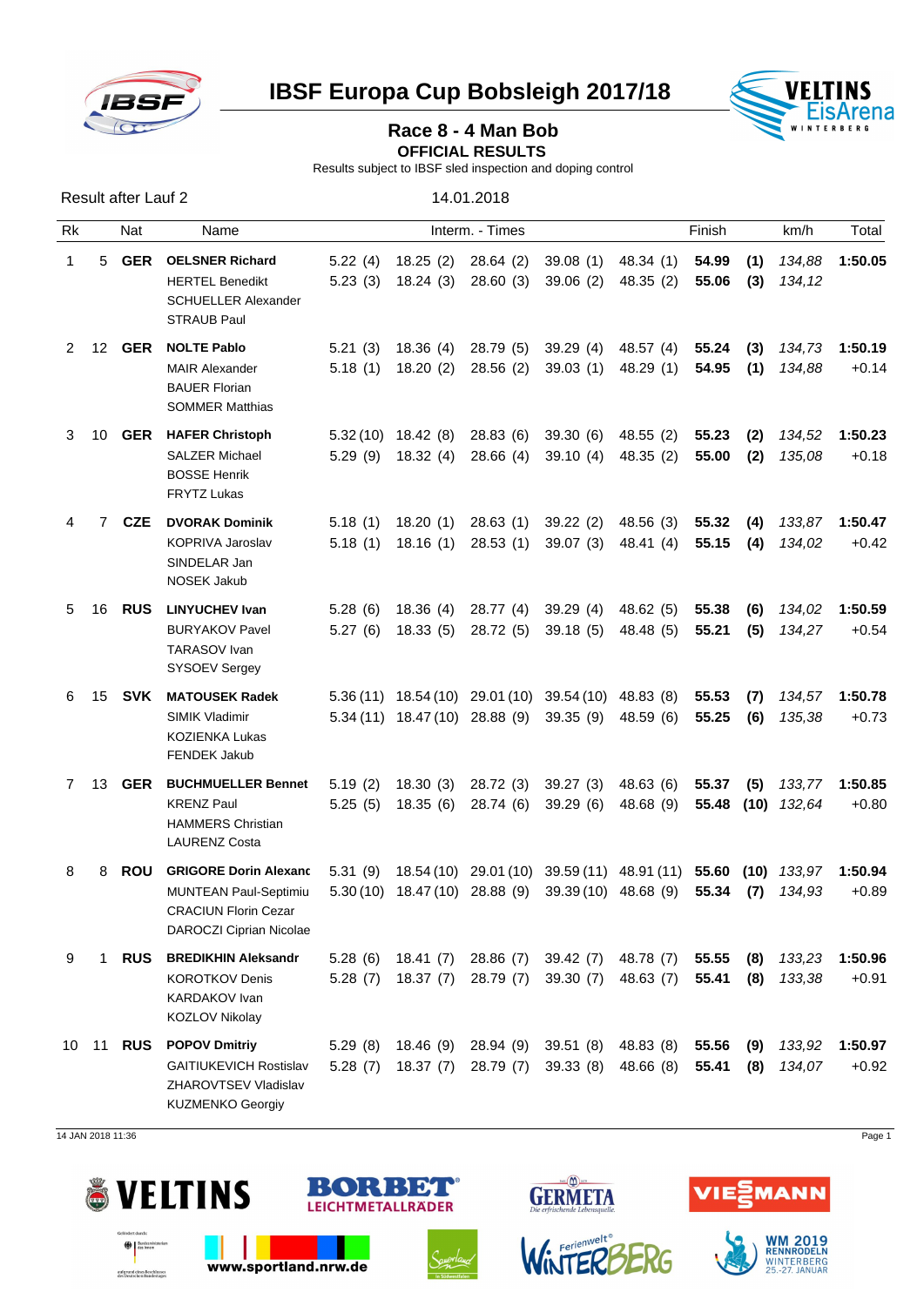# IBSF Europa Cup Bobsleigh 2017/18

## Race 8 - 4 Man Bob

**OFFICIAL RESULTS**

Results subject to IBSF sled inspection and doping control

Result after Lauf 2 — 14.01.2018

| Rk | | Nat | Name | Interm. - Times | | | | | Finish | | km/h | Total |
|---|---|---|---|---|---|---|---|---|---|---|---|---|
| 1 | 5 | **GER** | **OELSNER Richard**<br>HERTEL Benedikt<br>SCHUELLER Alexander<br>STRAUB Paul | 5.22 (4)<br>5.23 (3) | 18.25 (2)<br>18.24 (3) | 28.64 (2)<br>28.60 (3) | 39.08 (1)<br>39.06 (2) | 48.34 (1)<br>48.35 (2) | **54.99**<br>**55.06** | **(1)**<br>**(3)** | *134,88*<br>*134,12* | **1:50.05** |
| 2 | 12 | **GER** | **NOLTE Pablo**<br>MAIR Alexander<br>BAUER Florian<br>SOMMER Matthias | 5.21 (3)<br>5.18 (1) | 18.36 (4)<br>18.20 (2) | 28.79 (5)<br>28.56 (2) | 39.29 (4)<br>39.03 (1) | 48.57 (4)<br>48.29 (1) | **55.24**<br>**54.95** | **(3)**<br>**(1)** | *134,73*<br>*134,88* | **1:50.19**<br>+0.14 |
| 3 | 10 | **GER** | **HAFER Christoph**<br>SALZER Michael<br>BOSSE Henrik<br>FRYTZ Lukas | 5.32 (10)<br>5.29 (9) | 18.42 (8)<br>18.32 (4) | 28.83 (6)<br>28.66 (4) | 39.30 (6)<br>39.10 (4) | 48.55 (2)<br>48.35 (2) | **55.23**<br>**55.00** | **(2)**<br>**(2)** | *134,52*<br>*135,08* | **1:50.23**<br>+0.18 |
| 4 | 7 | **CZE** | **DVORAK Dominik**<br>KOPRIVA Jaroslav<br>SINDELAR Jan<br>NOSEK Jakub | 5.18 (1)<br>5.18 (1) | 18.20 (1)<br>18.16 (1) | 28.63 (1)<br>28.53 (1) | 39.22 (2)<br>39.07 (3) | 48.56 (3)<br>48.41 (4) | **55.32**<br>**55.15** | **(4)**<br>**(4)** | *133,87*<br>*134,02* | **1:50.47**<br>+0.42 |
| 5 | 16 | **RUS** | **LINYUCHEV Ivan**<br>BURYAKOV Pavel<br>TARASOV Ivan<br>SYSOEV Sergey | 5.28 (6)<br>5.27 (6) | 18.36 (4)<br>18.33 (5) | 28.77 (4)<br>28.72 (5) | 39.29 (4)<br>39.18 (5) | 48.62 (5)<br>48.48 (5) | **55.38**<br>**55.21** | **(6)**<br>**(5)** | *134,02*<br>*134,27* | **1:50.59**<br>+0.54 |
| 6 | 15 | **SVK** | **MATOUSEK Radek**<br>SIMIK Vladimir<br>KOZIENKA Lukas<br>FENDEK Jakub | 5.36 (11)<br>5.34 (11) | 18.54 (10)<br>18.47 (10) | 29.01 (10)<br>28.88 (9) | 39.54 (10)<br>39.35 (9) | 48.83 (8)<br>48.59 (6) | **55.53**<br>**55.25** | **(7)**<br>**(6)** | *134,57*<br>*135,38* | **1:50.78**<br>+0.73 |
| 7 | 13 | **GER** | **BUCHMUELLER Bennet**<br>KRENZ Paul<br>HAMMERS Christian<br>LAURENZ Costa | 5.19 (2)<br>5.25 (5) | 18.30 (3)<br>18.35 (6) | 28.72 (3)<br>28.74 (6) | 39.27 (3)<br>39.29 (6) | 48.63 (6)<br>48.68 (9) | **55.37**<br>**55.48** | **(5)**<br>**(10)** | *133,77*<br>*132,64* | **1:50.85**<br>+0.80 |
| 8 | 8 | **ROU** | **GRIGORE Dorin Alexanc**<br>MUNTEAN Paul-Septimiu<br>CRACIUN Florin Cezar<br>DAROCZI Ciprian Nicolae | 5.31 (9)<br>5.30 (10) | 18.54 (10)<br>18.47 (10) | 29.01 (10)<br>28.88 (9) | 39.59 (11)<br>39.39 (10) | 48.91 (11)<br>48.68 (9) | **55.60**<br>**55.34** | **(10)**<br>**(7)** | *133,97*<br>*134,93* | **1:50.94**<br>+0.89 |
| 9 | 1 | **RUS** | **BREDIKHIN Aleksandr**<br>KOROTKOV Denis<br>KARDAKOV Ivan<br>KOZLOV Nikolay | 5.28 (6)<br>5.28 (7) | 18.41 (7)<br>18.37 (7) | 28.86 (7)<br>28.79 (7) | 39.42 (7)<br>39.30 (7) | 48.78 (7)<br>48.63 (7) | **55.55**<br>**55.41** | **(8)**<br>**(8)** | *133,23*<br>*133,38* | **1:50.96**<br>+0.91 |
| 10 | 11 | **RUS** | **POPOV Dmitriy**<br>GAITIUKEVICH Rostislav<br>ZHAROVTSEV Vladislav<br>KUZMENKO Georgiy | 5.29 (8)<br>5.28 (7) | 18.46 (9)<br>18.37 (7) | 28.94 (9)<br>28.79 (7) | 39.51 (8)<br>39.33 (8) | 48.83 (8)<br>48.66 (8) | **55.56**<br>**55.41** | **(9)**<br>**(8)** | *133,92*<br>*134,07* | **1:50.97**<br>+0.92 |

14 JAN 2018 11:36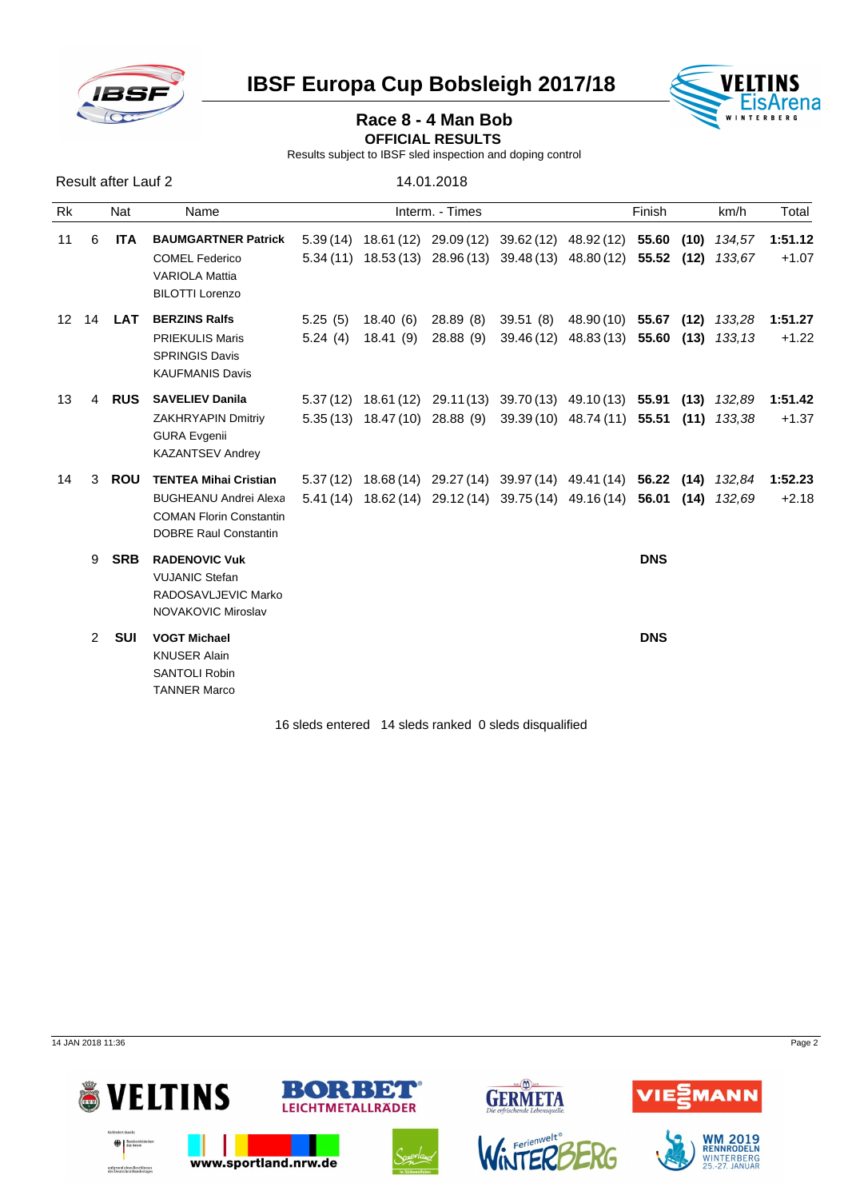# IBSF Europa Cup Bobsleigh 2017/18

## Race 8 - 4 Man Bob

**OFFICIAL RESULTS**

Results subject to IBSF sled inspection and doping control

Result after Lauf 2 14.01.2018

| Rk | | Nat | Name | Interm. - Times | | | | | Finish | | km/h | Total |
|---|---|---|---|---|---|---|---|---|---|---|---|---|
| 11 | 6 | **ITA** | **BAUMGARTNER Patrick** | 5.39 (14) | 18.61 (12) | 29.09 (12) | 39.62 (12) | 48.92 (12) | **55.60** | **(10)** | *134,57* | **1:51.12** |
| | | | COMEL Federico | 5.34 (11) | 18.53 (13) | 28.96 (13) | 39.48 (13) | 48.80 (12) | **55.52** | **(12)** | *133,67* | +1.07 |
| | | | VARIOLA Mattia | | | | | | | | | |
| | | | BILOTTI Lorenzo | | | | | | | | | |
| 12 | 14 | **LAT** | **BERZINS Ralfs** | 5.25 (5) | 18.40 (6) | 28.89 (8) | 39.51 (8) | 48.90 (10) | **55.67** | **(12)** | *133,28* | **1:51.27** |
| | | | PRIEKULIS Maris | 5.24 (4) | 18.41 (9) | 28.88 (9) | 39.46 (12) | 48.83 (13) | **55.60** | **(13)** | *133,13* | +1.22 |
| | | | SPRINGIS Davis | | | | | | | | | |
| | | | KAUFMANIS Davis | | | | | | | | | |
| 13 | 4 | **RUS** | **SAVELIEV Danila** | 5.37 (12) | 18.61 (12) | 29.11 (13) | 39.70 (13) | 49.10 (13) | **55.91** | **(13)** | *132,89* | **1:51.42** |
| | | | ZAKHRYAPIN Dmitriy | 5.35 (13) | 18.47 (10) | 28.88 (9) | 39.39 (10) | 48.74 (11) | **55.51** | **(11)** | *133,38* | +1.37 |
| | | | GURA Evgenii | | | | | | | | | |
| | | | KAZANTSEV Andrey | | | | | | | | | |
| 14 | 3 | **ROU** | **TENTEA Mihai Cristian** | 5.37 (12) | 18.68 (14) | 29.27 (14) | 39.97 (14) | 49.41 (14) | **56.22** | **(14)** | *132,84* | **1:52.23** |
| | | | BUGHEANU Andrei Alexa | 5.41 (14) | 18.62 (14) | 29.12 (14) | 39.75 (14) | 49.16 (14) | **56.01** | **(14)** | *132,69* | +2.18 |
| | | | COMAN Florin Constantin | | | | | | | | | |
| | | | DOBRE Raul Constantin | | | | | | | | | |
| | 9 | **SRB** | **RADENOVIC Vuk** | | | | | | **DNS** | | | |
| | | | VUJANIC Stefan | | | | | | | | | |
| | | | RADOSAVLJEVIC Marko | | | | | | | | | |
| | | | NOVAKOVIC Miroslav | | | | | | | | | |
| | 2 | **SUI** | **VOGT Michael** | | | | | | **DNS** | | | |
| | | | KNUSER Alain | | | | | | | | | |
| | | | SANTOLI Robin | | | | | | | | | |
| | | | TANNER Marco | | | | | | | | | |

16 sleds entered 14 sleds ranked 0 sleds disqualified

14 JAN 2018 11:36